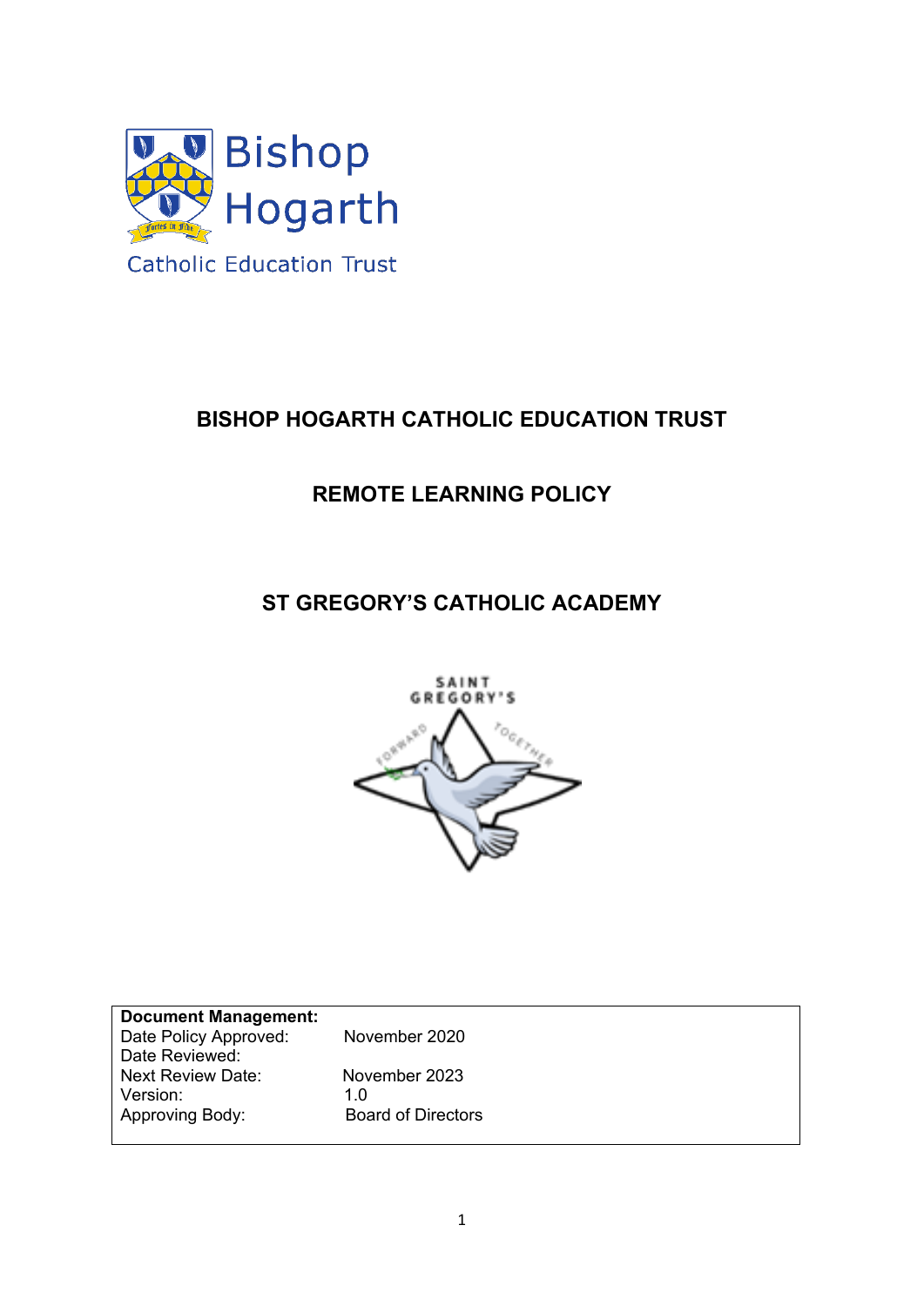# BISHOP HOGARTH CATHOLIC EDUCATION TRUST

## REMOTE LEARNING POLICY

## ST GREGORY'S CATHOLIC ACADEMY

| **Document Management:** | |
|---|---|
| Date Policy Approved: | November 2020 |
| Date Reviewed: | |
| Next Review Date: | November 2023 |
| Version: | 1.0 |
| Approving Body: | Board of Directors |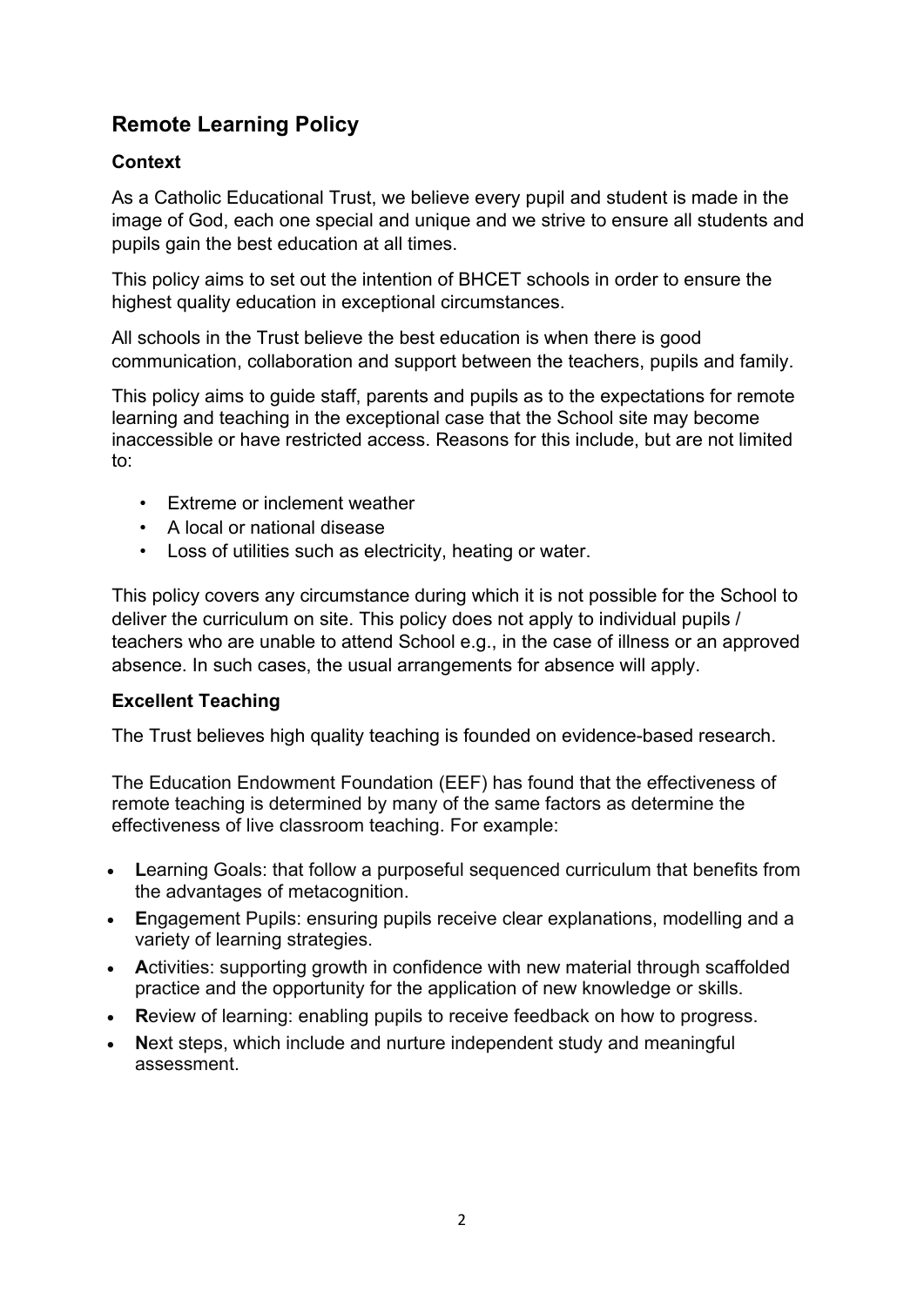## Remote Learning Policy

### Context

As a Catholic Educational Trust, we believe every pupil and student is made in the image of God, each one special and unique and we strive to ensure all students and pupils gain the best education at all times.

This policy aims to set out the intention of BHCET schools in order to ensure the highest quality education in exceptional circumstances.

All schools in the Trust believe the best education is when there is good communication, collaboration and support between the teachers, pupils and family.

This policy aims to guide staff, parents and pupils as to the expectations for remote learning and teaching in the exceptional case that the School site may become inaccessible or have restricted access. Reasons for this include, but are not limited to:

- Extreme or inclement weather
- A local or national disease
- Loss of utilities such as electricity, heating or water.

This policy covers any circumstance during which it is not possible for the School to deliver the curriculum on site. This policy does not apply to individual pupils / teachers who are unable to attend School e.g., in the case of illness or an approved absence. In such cases, the usual arrangements for absence will apply.

### Excellent Teaching

The Trust believes high quality teaching is founded on evidence-based research.

The Education Endowment Foundation (EEF) has found that the effectiveness of remote teaching is determined by many of the same factors as determine the effectiveness of live classroom teaching. For example:

- **L**earning Goals: that follow a purposeful sequenced curriculum that benefits from the advantages of metacognition.
- **E**ngagement Pupils: ensuring pupils receive clear explanations, modelling and a variety of learning strategies.
- **A**ctivities: supporting growth in confidence with new material through scaffolded practice and the opportunity for the application of new knowledge or skills.
- **R**eview of learning: enabling pupils to receive feedback on how to progress.
- **N**ext steps, which include and nurture independent study and meaningful assessment.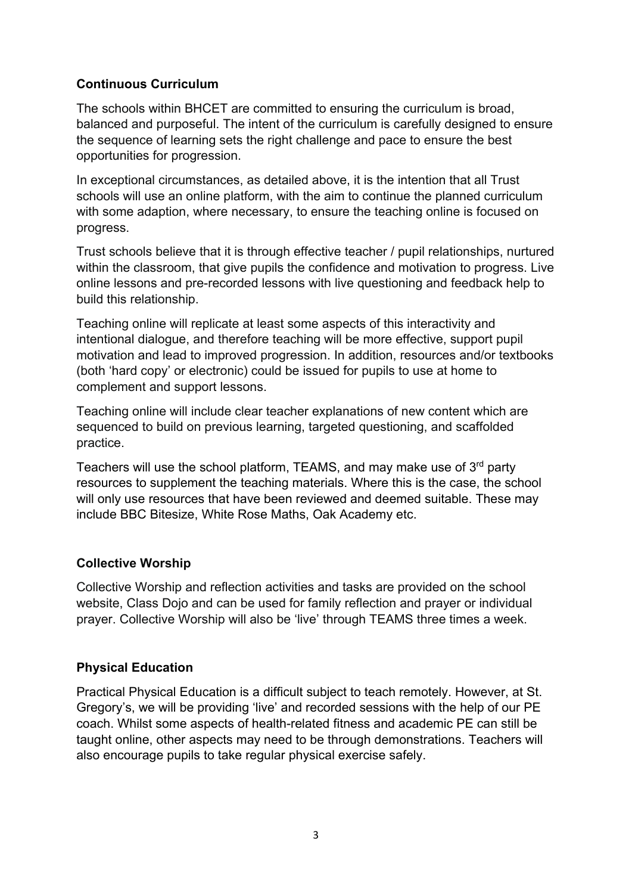**Continuous Curriculum**

The schools within BHCET are committed to ensuring the curriculum is broad, balanced and purposeful. The intent of the curriculum is carefully designed to ensure the sequence of learning sets the right challenge and pace to ensure the best opportunities for progression.

In exceptional circumstances, as detailed above, it is the intention that all Trust schools will use an online platform, with the aim to continue the planned curriculum with some adaption, where necessary, to ensure the teaching online is focused on progress.

Trust schools believe that it is through effective teacher / pupil relationships, nurtured within the classroom, that give pupils the confidence and motivation to progress. Live online lessons and pre-recorded lessons with live questioning and feedback help to build this relationship.

Teaching online will replicate at least some aspects of this interactivity and intentional dialogue, and therefore teaching will be more effective, support pupil motivation and lead to improved progression. In addition, resources and/or textbooks (both 'hard copy' or electronic) could be issued for pupils to use at home to complement and support lessons.

Teaching online will include clear teacher explanations of new content which are sequenced to build on previous learning, targeted questioning, and scaffolded practice.

Teachers will use the school platform, TEAMS, and may make use of 3rd party resources to supplement the teaching materials. Where this is the case, the school will only use resources that have been reviewed and deemed suitable. These may include BBC Bitesize, White Rose Maths, Oak Academy etc.

**Collective Worship**

Collective Worship and reflection activities and tasks are provided on the school website, Class Dojo and can be used for family reflection and prayer or individual prayer. Collective Worship will also be 'live' through TEAMS three times a week.

**Physical Education**

Practical Physical Education is a difficult subject to teach remotely. However, at St. Gregory's, we will be providing 'live' and recorded sessions with the help of our PE coach. Whilst some aspects of health-related fitness and academic PE can still be taught online, other aspects may need to be through demonstrations. Teachers will also encourage pupils to take regular physical exercise safely.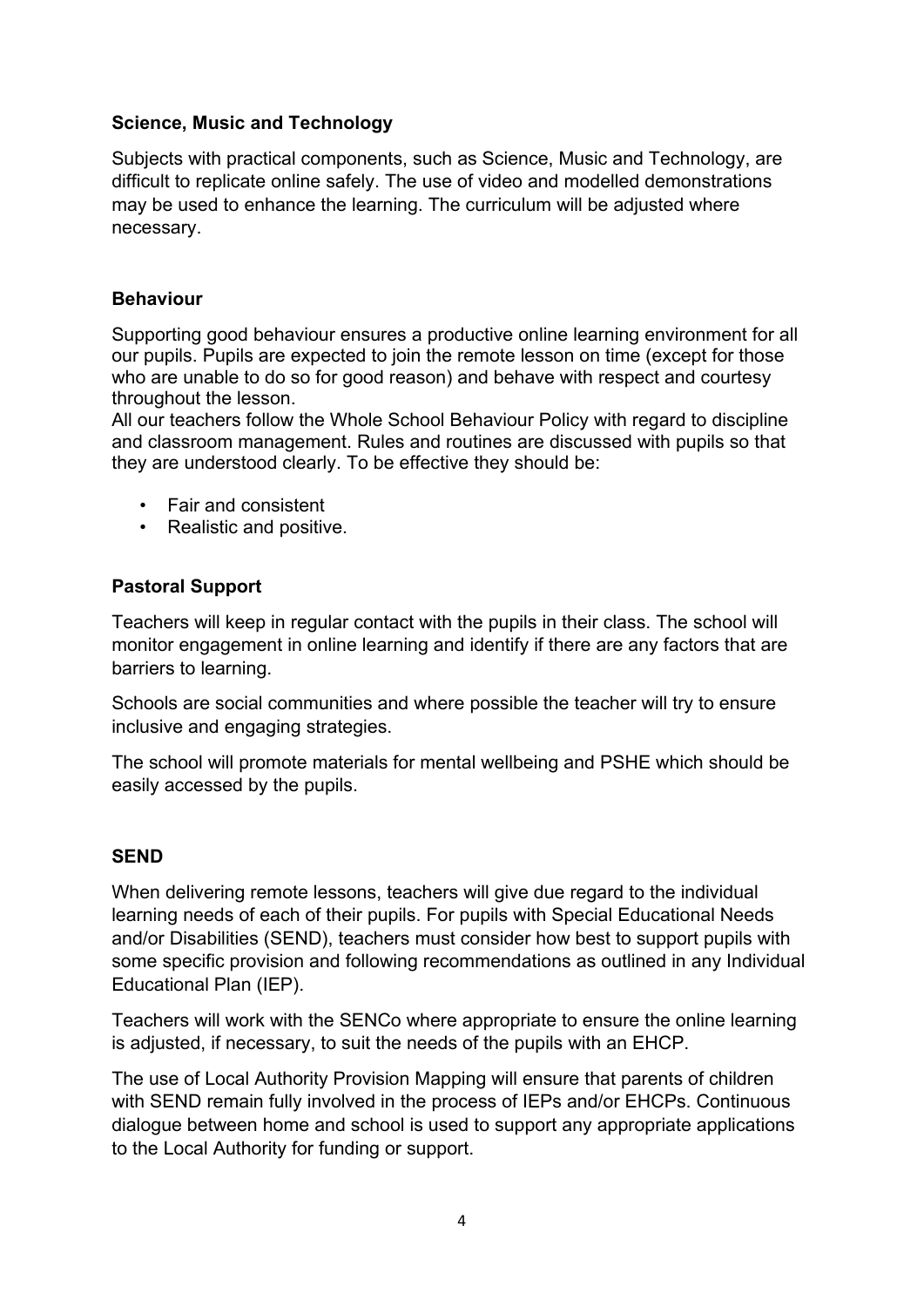**Science, Music and Technology**

Subjects with practical components, such as Science, Music and Technology, are difficult to replicate online safely. The use of video and modelled demonstrations may be used to enhance the learning. The curriculum will be adjusted where necessary.

**Behaviour**

Supporting good behaviour ensures a productive online learning environment for all our pupils. Pupils are expected to join the remote lesson on time (except for those who are unable to do so for good reason) and behave with respect and courtesy throughout the lesson.
All our teachers follow the Whole School Behaviour Policy with regard to discipline and classroom management. Rules and routines are discussed with pupils so that they are understood clearly. To be effective they should be:

- Fair and consistent
- Realistic and positive.

**Pastoral Support**

Teachers will keep in regular contact with the pupils in their class. The school will monitor engagement in online learning and identify if there are any factors that are barriers to learning.

Schools are social communities and where possible the teacher will try to ensure inclusive and engaging strategies.

The school will promote materials for mental wellbeing and PSHE which should be easily accessed by the pupils.

**SEND**

When delivering remote lessons, teachers will give due regard to the individual learning needs of each of their pupils. For pupils with Special Educational Needs and/or Disabilities (SEND), teachers must consider how best to support pupils with some specific provision and following recommendations as outlined in any Individual Educational Plan (IEP).

Teachers will work with the SENCo where appropriate to ensure the online learning is adjusted, if necessary, to suit the needs of the pupils with an EHCP.

The use of Local Authority Provision Mapping will ensure that parents of children with SEND remain fully involved in the process of IEPs and/or EHCPs. Continuous dialogue between home and school is used to support any appropriate applications to the Local Authority for funding or support.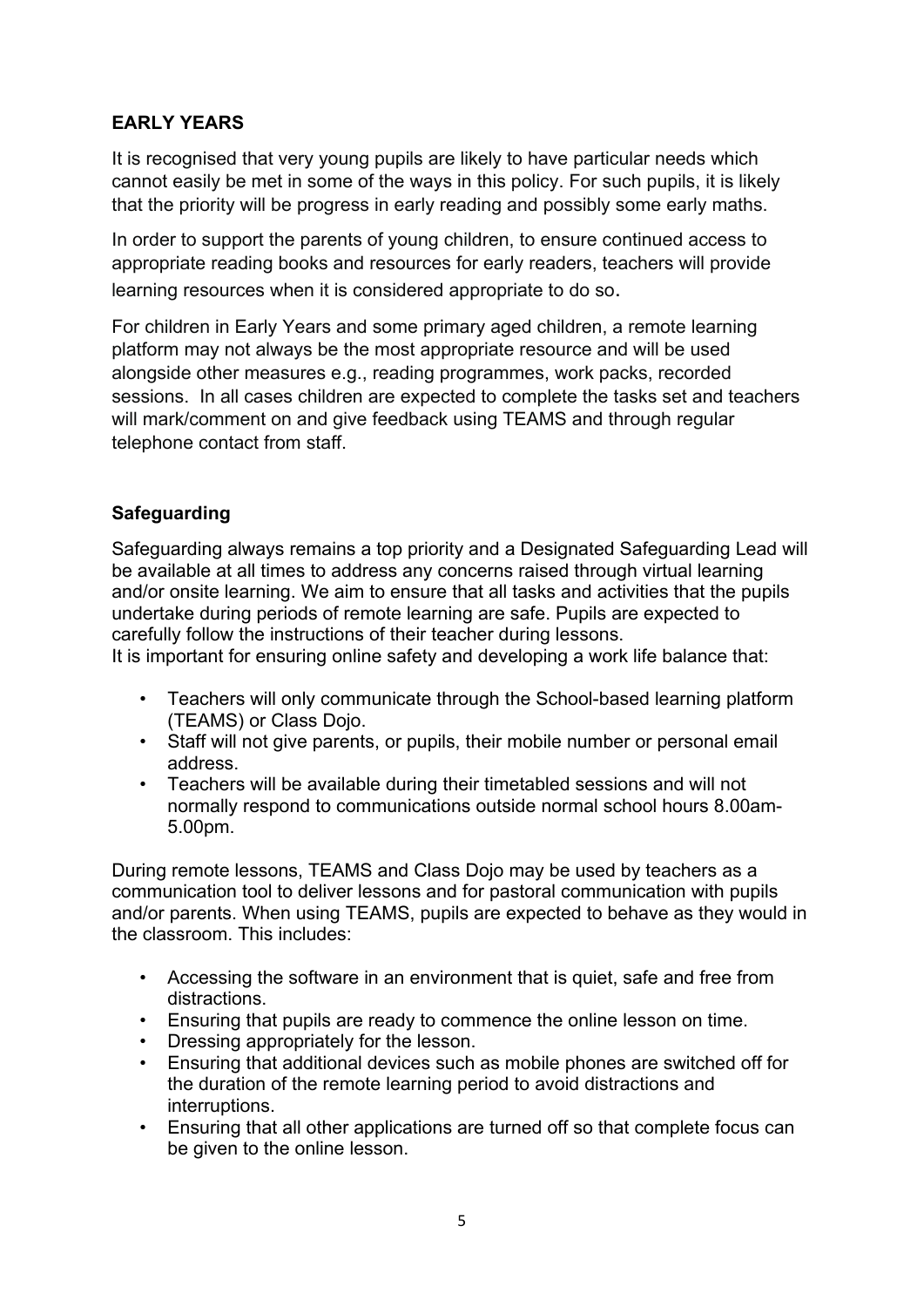## EARLY YEARS

It is recognised that very young pupils are likely to have particular needs which cannot easily be met in some of the ways in this policy. For such pupils, it is likely that the priority will be progress in early reading and possibly some early maths.

In order to support the parents of young children, to ensure continued access to appropriate reading books and resources for early readers, teachers will provide learning resources when it is considered appropriate to do so.

For children in Early Years and some primary aged children, a remote learning platform may not always be the most appropriate resource and will be used alongside other measures e.g., reading programmes, work packs, recorded sessions. In all cases children are expected to complete the tasks set and teachers will mark/comment on and give feedback using TEAMS and through regular telephone contact from staff.

### Safeguarding

Safeguarding always remains a top priority and a Designated Safeguarding Lead will be available at all times to address any concerns raised through virtual learning and/or onsite learning. We aim to ensure that all tasks and activities that the pupils undertake during periods of remote learning are safe. Pupils are expected to carefully follow the instructions of their teacher during lessons.
It is important for ensuring online safety and developing a work life balance that:

- Teachers will only communicate through the School-based learning platform (TEAMS) or Class Dojo.
- Staff will not give parents, or pupils, their mobile number or personal email address.
- Teachers will be available during their timetabled sessions and will not normally respond to communications outside normal school hours 8.00am-5.00pm.

During remote lessons, TEAMS and Class Dojo may be used by teachers as a communication tool to deliver lessons and for pastoral communication with pupils and/or parents. When using TEAMS, pupils are expected to behave as they would in the classroom. This includes:

- Accessing the software in an environment that is quiet, safe and free from distractions.
- Ensuring that pupils are ready to commence the online lesson on time.
- Dressing appropriately for the lesson.
- Ensuring that additional devices such as mobile phones are switched off for the duration of the remote learning period to avoid distractions and interruptions.
- Ensuring that all other applications are turned off so that complete focus can be given to the online lesson.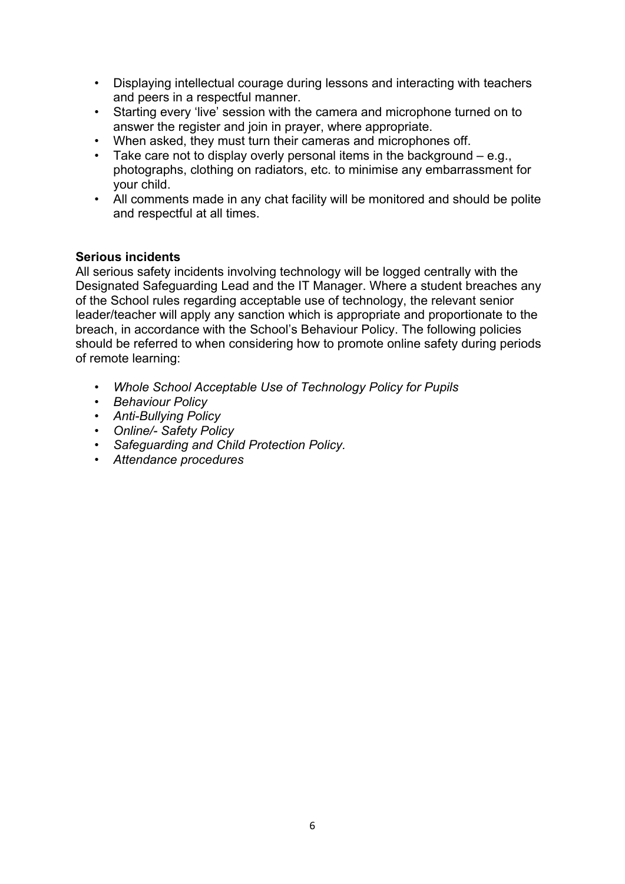- Displaying intellectual courage during lessons and interacting with teachers and peers in a respectful manner.
- Starting every 'live' session with the camera and microphone turned on to answer the register and join in prayer, where appropriate.
- When asked, they must turn their cameras and microphones off.
- Take care not to display overly personal items in the background – e.g., photographs, clothing on radiators, etc. to minimise any embarrassment for your child.
- All comments made in any chat facility will be monitored and should be polite and respectful at all times.

**Serious incidents**

All serious safety incidents involving technology will be logged centrally with the Designated Safeguarding Lead and the IT Manager. Where a student breaches any of the School rules regarding acceptable use of technology, the relevant senior leader/teacher will apply any sanction which is appropriate and proportionate to the breach, in accordance with the School's Behaviour Policy. The following policies should be referred to when considering how to promote online safety during periods of remote learning:

- *Whole School Acceptable Use of Technology Policy for Pupils*
- *Behaviour Policy*
- *Anti-Bullying Policy*
- *Online/- Safety Policy*
- *Safeguarding and Child Protection Policy.*
- *Attendance procedures*